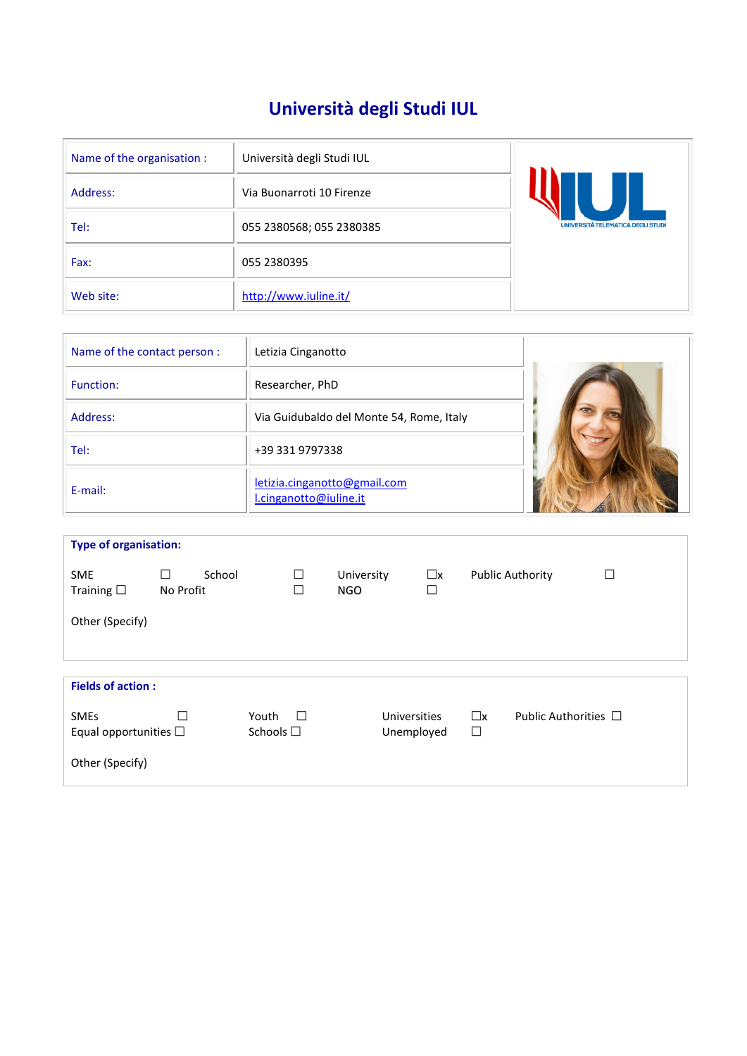# Università degli Studi IUL

| Name of the organisation : | Università degli Studi IUL |
|---|---|
| Address: | Via Buonarroti 10 Firenze |
| Tel: | 055 2380568; 055 2380385 |
| Fax: | 055 2380395 |
| Web site: | http://www.iuline.it/ |

| Name of the contact person : | Letizia Cinganotto |
|---|---|
| Function: | Researcher, PhD |
| Address: | Via Guidubaldo del Monte 54, Rome, Italy |
| Tel: | +39 331 9797338 |
| E-mail: | letizia.cinganotto@gmail.com<br>l.cinganotto@iuline.it |

**Type of organisation:**

SME ☐ School ☐ University ☐x Public Authority ☐
Training ☐ No Profit ☐ NGO ☐

Other (Specify)

**Fields of action :**

SMEs ☐ Youth ☐ Universities ☐x Public Authorities ☐
Equal opportunities ☐ Schools ☐ Unemployed ☐

Other (Specify)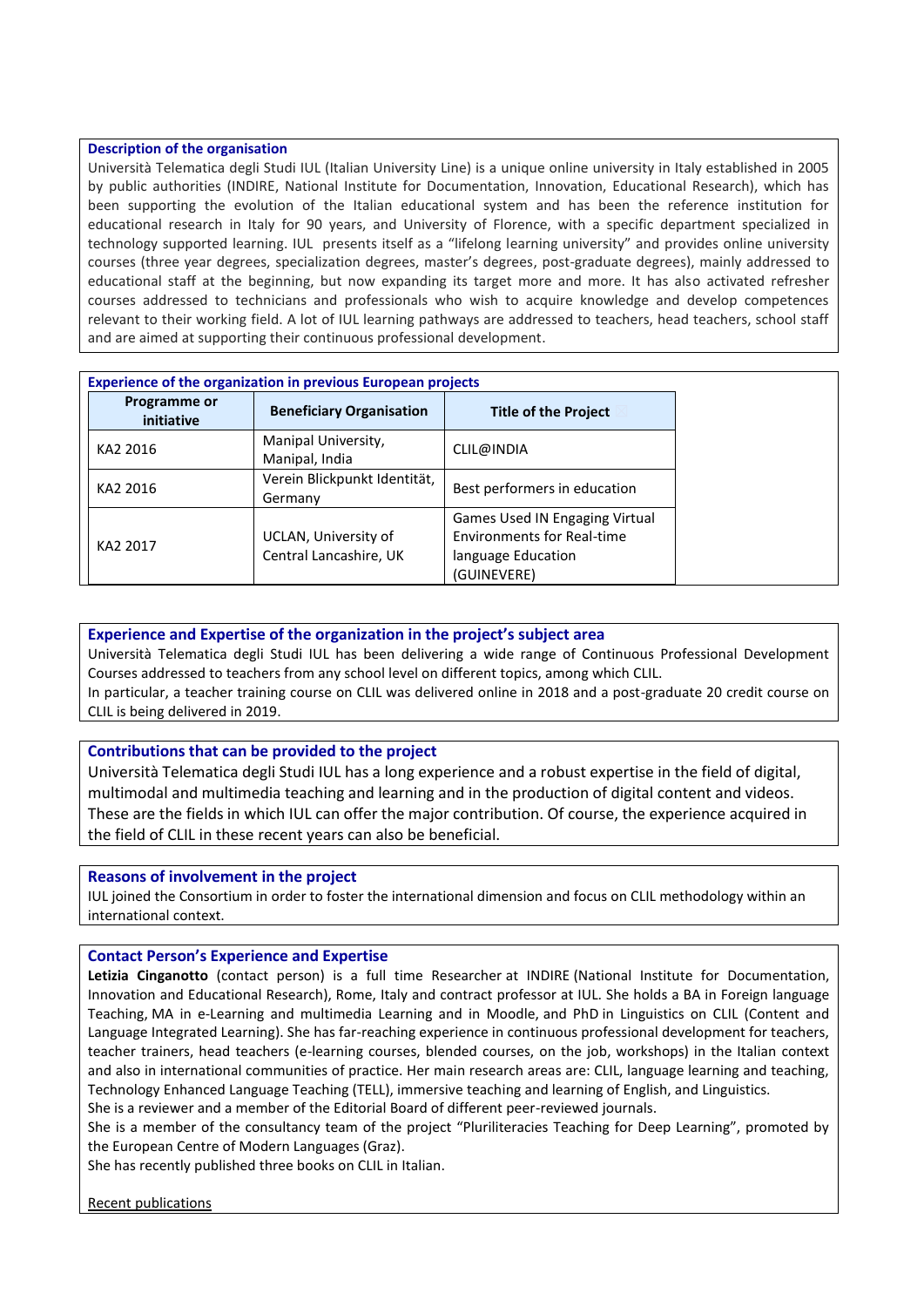### Description of the organisation

Università Telematica degli Studi IUL (Italian University Line) is a unique online university in Italy established in 2005 by public authorities (INDIRE, National Institute for Documentation, Innovation, Educational Research), which has been supporting the evolution of the Italian educational system and has been the reference institution for educational research in Italy for 90 years, and University of Florence, with a specific department specialized in technology supported learning. IUL presents itself as a "lifelong learning university" and provides online university courses (three year degrees, specialization degrees, master's degrees, post-graduate degrees), mainly addressed to educational staff at the beginning, but now expanding its target more and more. It has also activated refresher courses addressed to technicians and professionals who wish to acquire knowledge and develop competences relevant to their working field. A lot of IUL learning pathways are addressed to teachers, head teachers, school staff and are aimed at supporting their continuous professional development.

### Experience of the organization in previous European projects

| Programme or initiative | Beneficiary Organisation | Title of the Project |
|---|---|---|
| KA2 2016 | Manipal University, Manipal, India | CLIL@INDIA |
| KA2 2016 | Verein Blickpunkt Identität, Germany | Best performers in education |
| KA2 2017 | UCLAN, University of Central Lancashire, UK | Games Used IN Engaging Virtual Environments for Real-time language Education (GUINEVERE) |

### Experience and Expertise of the organization in the project's subject area

Università Telematica degli Studi IUL has been delivering a wide range of Continuous Professional Development Courses addressed to teachers from any school level on different topics, among which CLIL.

In particular, a teacher training course on CLIL was delivered online in 2018 and a post-graduate 20 credit course on CLIL is being delivered in 2019.

### Contributions that can be provided to the project

Università Telematica degli Studi IUL has a long experience and a robust expertise in the field of digital, multimodal and multimedia teaching and learning and in the production of digital content and videos. These are the fields in which IUL can offer the major contribution. Of course, the experience acquired in the field of CLIL in these recent years can also be beneficial.

### Reasons of involvement in the project

IUL joined the Consortium in order to foster the international dimension and focus on CLIL methodology within an international context.

### Contact Person's Experience and Expertise

**Letizia Cinganotto** (contact person) is a full time Researcher at INDIRE (National Institute for Documentation, Innovation and Educational Research), Rome, Italy and contract professor at IUL. She holds a BA in Foreign language Teaching, MA in e-Learning and multimedia Learning and in Moodle, and PhD in Linguistics on CLIL (Content and Language Integrated Learning). She has far-reaching experience in continuous professional development for teachers, teacher trainers, head teachers (e-learning courses, blended courses, on the job, workshops) in the Italian context and also in international communities of practice. Her main research areas are: CLIL, language learning and teaching, Technology Enhanced Language Teaching (TELL), immersive teaching and learning of English, and Linguistics.

She is a reviewer and a member of the Editorial Board of different peer-reviewed journals.

She is a member of the consultancy team of the project "Pluriliteracies Teaching for Deep Learning", promoted by the European Centre of Modern Languages (Graz).

She has recently published three books on CLIL in Italian.

Recent publications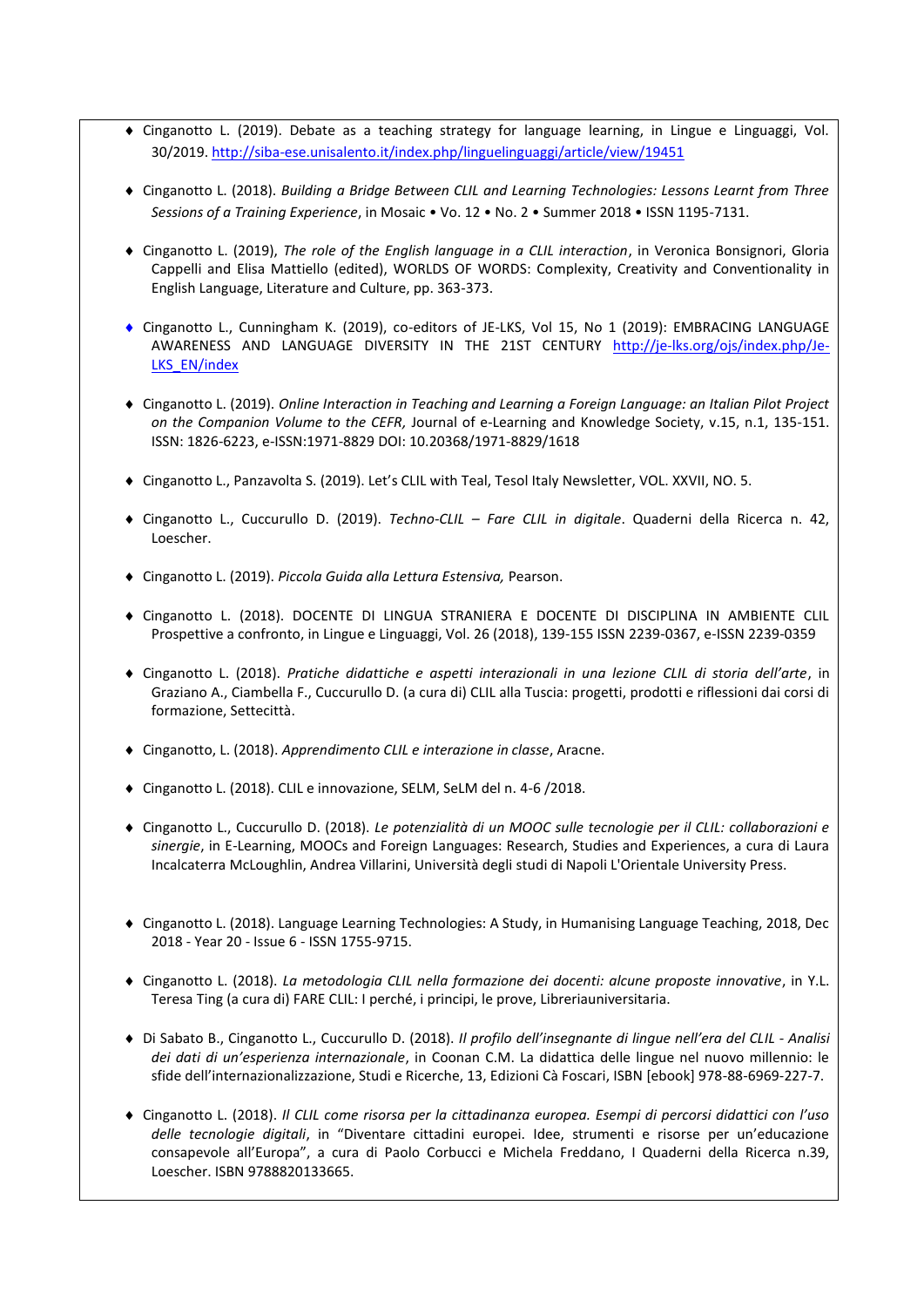- Cinganotto L. (2019). Debate as a teaching strategy for language learning, in Lingue e Linguaggi, Vol. 30/2019. [http://siba-ese.unisalento.it/index.php/linguelinguaggi/article/view/19451](http://siba-ese.unisalento.it/index.php/linguelinguaggi/article/view/19451)

- Cinganotto L. (2018). *Building a Bridge Between CLIL and Learning Technologies: Lessons Learnt from Three Sessions of a Training Experience*, in Mosaic • Vo. 12 • No. 2 • Summer 2018 • ISSN 1195-7131.

- Cinganotto L. (2019), *The role of the English language in a CLIL interaction*, in Veronica Bonsignori, Gloria Cappelli and Elisa Mattiello (edited), WORLDS OF WORDS: Complexity, Creativity and Conventionality in English Language, Literature and Culture, pp. 363-373.

- Cinganotto L., Cunningham K. (2019), co-editors of JE-LKS, Vol 15, No 1 (2019): EMBRACING LANGUAGE AWARENESS AND LANGUAGE DIVERSITY IN THE 21ST CENTURY [http://je-lks.org/ojs/index.php/Je-LKS_EN/index](http://je-lks.org/ojs/index.php/Je-LKS_EN/index)

- Cinganotto L. (2019). *Online Interaction in Teaching and Learning a Foreign Language: an Italian Pilot Project on the Companion Volume to the CEFR,* Journal of e-Learning and Knowledge Society, v.15, n.1, 135-151. ISSN: 1826-6223, e-ISSN:1971-8829 DOI: 10.20368/1971-8829/1618

- Cinganotto L., Panzavolta S. (2019). Let's CLIL with Teal, Tesol Italy Newsletter, VOL. XXVII, NO. 5.

- Cinganotto L., Cuccurullo D. (2019). *Techno-CLIL – Fare CLIL in digitale*. Quaderni della Ricerca n. 42, Loescher.

- Cinganotto L. (2019). *Piccola Guida alla Lettura Estensiva,* Pearson.

- Cinganotto L. (2018). DOCENTE DI LINGUA STRANIERA E DOCENTE DI DISCIPLINA IN AMBIENTE CLIL Prospettive a confronto, in Lingue e Linguaggi, Vol. 26 (2018), 139-155 ISSN 2239-0367, e-ISSN 2239-0359

- Cinganotto L. (2018). *Pratiche didattiche e aspetti interazionali in una lezione CLIL di storia dell'arte*, in Graziano A., Ciambella F., Cuccurullo D. (a cura di) CLIL alla Tuscia: progetti, prodotti e riflessioni dai corsi di formazione, Settecittà.

- Cinganotto, L. (2018). *Apprendimento CLIL e interazione in classe*, Aracne.

- Cinganotto L. (2018). CLIL e innovazione, SELM, SeLM del n. 4-6 /2018.

- Cinganotto L., Cuccurullo D. (2018). *Le potenzialità di un MOOC sulle tecnologie per il CLIL: collaborazioni e sinergie*, in E-Learning, MOOCs and Foreign Languages: Research, Studies and Experiences, a cura di Laura Incalcaterra McLoughlin, Andrea Villarini, Università degli studi di Napoli L'Orientale University Press.

- Cinganotto L. (2018). Language Learning Technologies: A Study, in Humanising Language Teaching, 2018, Dec 2018 - Year 20 - Issue 6 - ISSN 1755-9715.

- Cinganotto L. (2018). *La metodologia CLIL nella formazione dei docenti: alcune proposte innovative*, in Y.L. Teresa Ting (a cura di) FARE CLIL: I perché, i principi, le prove, Libreriauniversitaria.

- Di Sabato B., Cinganotto L., Cuccurullo D. (2018). *Il profilo dell'insegnante di lingue nell'era del CLIL - Analisi dei dati di un'esperienza internazionale*, in Coonan C.M. La didattica delle lingue nel nuovo millennio: le sfide dell'internazionalizzazione, Studi e Ricerche, 13, Edizioni Cà Foscari, ISBN [ebook] 978-88-6969-227-7.

- Cinganotto L. (2018). *Il CLIL come risorsa per la cittadinanza europea. Esempi di percorsi didattici con l'uso delle tecnologie digitali*, in "Diventare cittadini europei. Idee, strumenti e risorse per un'educazione consapevole all'Europa", a cura di Paolo Corbucci e Michela Freddano, I Quaderni della Ricerca n.39, Loescher. ISBN 9788820133665.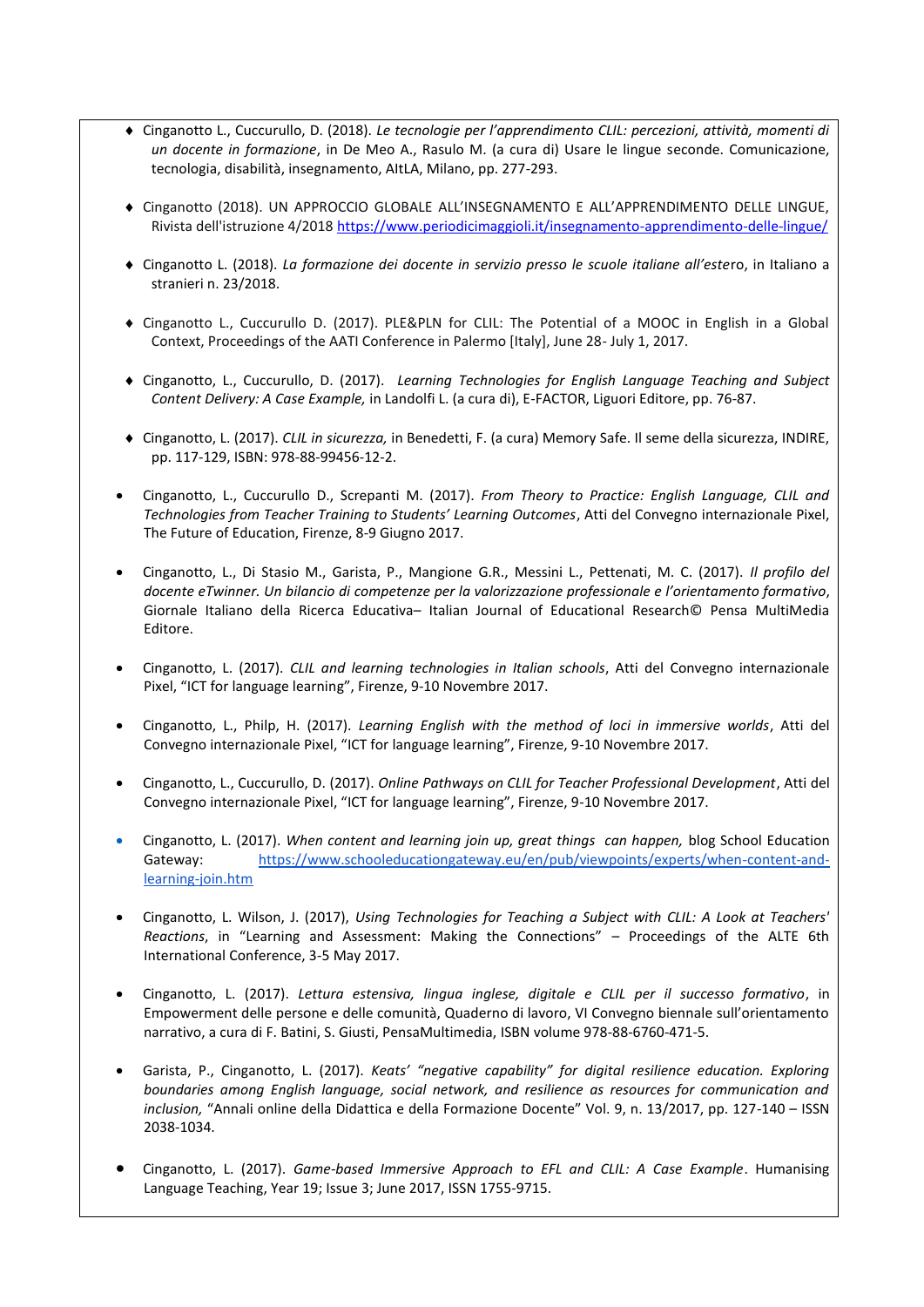- Cinganotto L., Cuccurullo, D. (2018). *Le tecnologie per l'apprendimento CLIL: percezioni, attività, momenti di un docente in formazione*, in De Meo A., Rasulo M. (a cura di) Usare le lingue seconde. Comunicazione, tecnologia, disabilità, insegnamento, AItLA, Milano, pp. 277-293.

- Cinganotto (2018). UN APPROCCIO GLOBALE ALL'INSEGNAMENTO E ALL'APPRENDIMENTO DELLE LINGUE, Rivista dell'istruzione 4/2018 https://www.periodicimaggioli.it/insegnamento-apprendimento-delle-lingue/

- Cinganotto L. (2018). *La formazione dei docente in servizio presso le scuole italiane all'ester*o, in Italiano a stranieri n. 23/2018.

- Cinganotto L., Cuccurullo D. (2017). PLE&PLN for CLIL: The Potential of a MOOC in English in a Global Context, Proceedings of the AATI Conference in Palermo [Italy], June 28- July 1, 2017.

- Cinganotto, L., Cuccurullo, D. (2017). *Learning Technologies for English Language Teaching and Subject Content Delivery: A Case Example,* in Landolfi L. (a cura di), E-FACTOR, Liguori Editore, pp. 76-87.

- Cinganotto, L. (2017). *CLIL in sicurezza,* in Benedetti, F. (a cura) Memory Safe. Il seme della sicurezza, INDIRE, pp. 117-129, ISBN: 978-88-99456-12-2.

- Cinganotto, L., Cuccurullo D., Screpanti M. (2017). *From Theory to Practice: English Language, CLIL and Technologies from Teacher Training to Students' Learning Outcomes*, Atti del Convegno internazionale Pixel, The Future of Education, Firenze, 8-9 Giugno 2017.

- Cinganotto, L., Di Stasio M., Garista, P., Mangione G.R., Messini L., Pettenati, M. C. (2017). *Il profilo del docente eTwinner. Un bilancio di competenze per la valorizzazione professionale e l'orientamento formativo*, Giornale Italiano della Ricerca Educativa– Italian Journal of Educational Research© Pensa MultiMedia Editore.

- Cinganotto, L. (2017). *CLIL and learning technologies in Italian schools*, Atti del Convegno internazionale Pixel, "ICT for language learning", Firenze, 9-10 Novembre 2017.

- Cinganotto, L., Philp, H. (2017). *Learning English with the method of loci in immersive worlds*, Atti del Convegno internazionale Pixel, "ICT for language learning", Firenze, 9-10 Novembre 2017.

- Cinganotto, L., Cuccurullo, D. (2017). *Online Pathways on CLIL for Teacher Professional Development*, Atti del Convegno internazionale Pixel, "ICT for language learning", Firenze, 9-10 Novembre 2017.

- Cinganotto, L. (2017). *When content and learning join up, great things can happen,* blog School Education Gateway: https://www.schooleducationgateway.eu/en/pub/viewpoints/experts/when-content-and-learning-join.htm

- Cinganotto, L. Wilson, J. (2017), *Using Technologies for Teaching a Subject with CLIL: A Look at Teachers' Reactions*, in "Learning and Assessment: Making the Connections" – Proceedings of the ALTE 6th International Conference, 3-5 May 2017.

- Cinganotto, L. (2017). *Lettura estensiva, lingua inglese, digitale e CLIL per il successo formativo*, in Empowerment delle persone e delle comunità, Quaderno di lavoro, VI Convegno biennale sull'orientamento narrativo, a cura di F. Batini, S. Giusti, PensaMultimedia, ISBN volume 978-88-6760-471-5.

- Garista, P., Cinganotto, L. (2017). *Keats' "negative capability" for digital resilience education. Exploring boundaries among English language, social network, and resilience as resources for communication and inclusion,* "Annali online della Didattica e della Formazione Docente" Vol. 9, n. 13/2017, pp. 127-140 – ISSN 2038-1034.

- Cinganotto, L. (2017). *Game-based Immersive Approach to EFL and CLIL: A Case Example*. Humanising Language Teaching, Year 19; Issue 3; June 2017, ISSN 1755-9715.